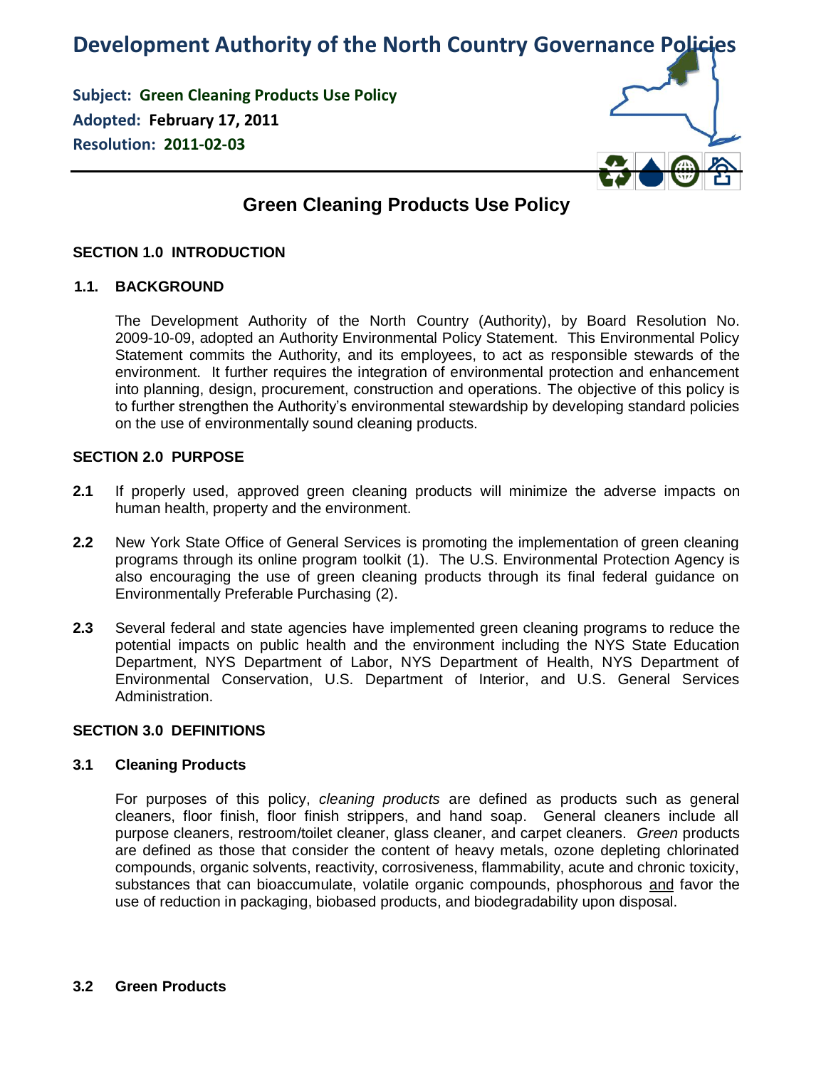# Development Authority of the North Country Governance Policies

**Subject: Green Cleaning Products Use Policy**
**Adopted: February 17, 2011**
**Resolution: 2011-02-03**

## Green Cleaning Products Use Policy

### SECTION 1.0 INTRODUCTION

#### 1.1. BACKGROUND

The Development Authority of the North Country (Authority), by Board Resolution No. 2009-10-09, adopted an Authority Environmental Policy Statement. This Environmental Policy Statement commits the Authority, and its employees, to act as responsible stewards of the environment. It further requires the integration of environmental protection and enhancement into planning, design, procurement, construction and operations. The objective of this policy is to further strengthen the Authority's environmental stewardship by developing standard policies on the use of environmentally sound cleaning products.

### SECTION 2.0 PURPOSE

**2.1** If properly used, approved green cleaning products will minimize the adverse impacts on human health, property and the environment.

**2.2** New York State Office of General Services is promoting the implementation of green cleaning programs through its online program toolkit (1). The U.S. Environmental Protection Agency is also encouraging the use of green cleaning products through its final federal guidance on Environmentally Preferable Purchasing (2).

**2.3** Several federal and state agencies have implemented green cleaning programs to reduce the potential impacts on public health and the environment including the NYS State Education Department, NYS Department of Labor, NYS Department of Health, NYS Department of Environmental Conservation, U.S. Department of Interior, and U.S. General Services Administration.

### SECTION 3.0 DEFINITIONS

#### 3.1 Cleaning Products

For purposes of this policy, *cleaning products* are defined as products such as general cleaners, floor finish, floor finish strippers, and hand soap. General cleaners include all purpose cleaners, restroom/toilet cleaner, glass cleaner, and carpet cleaners. *Green* products are defined as those that consider the content of heavy metals, ozone depleting chlorinated compounds, organic solvents, reactivity, corrosiveness, flammability, acute and chronic toxicity, substances that can bioaccumulate, volatile organic compounds, phosphorous and favor the use of reduction in packaging, biobased products, and biodegradability upon disposal.

#### 3.2 Green Products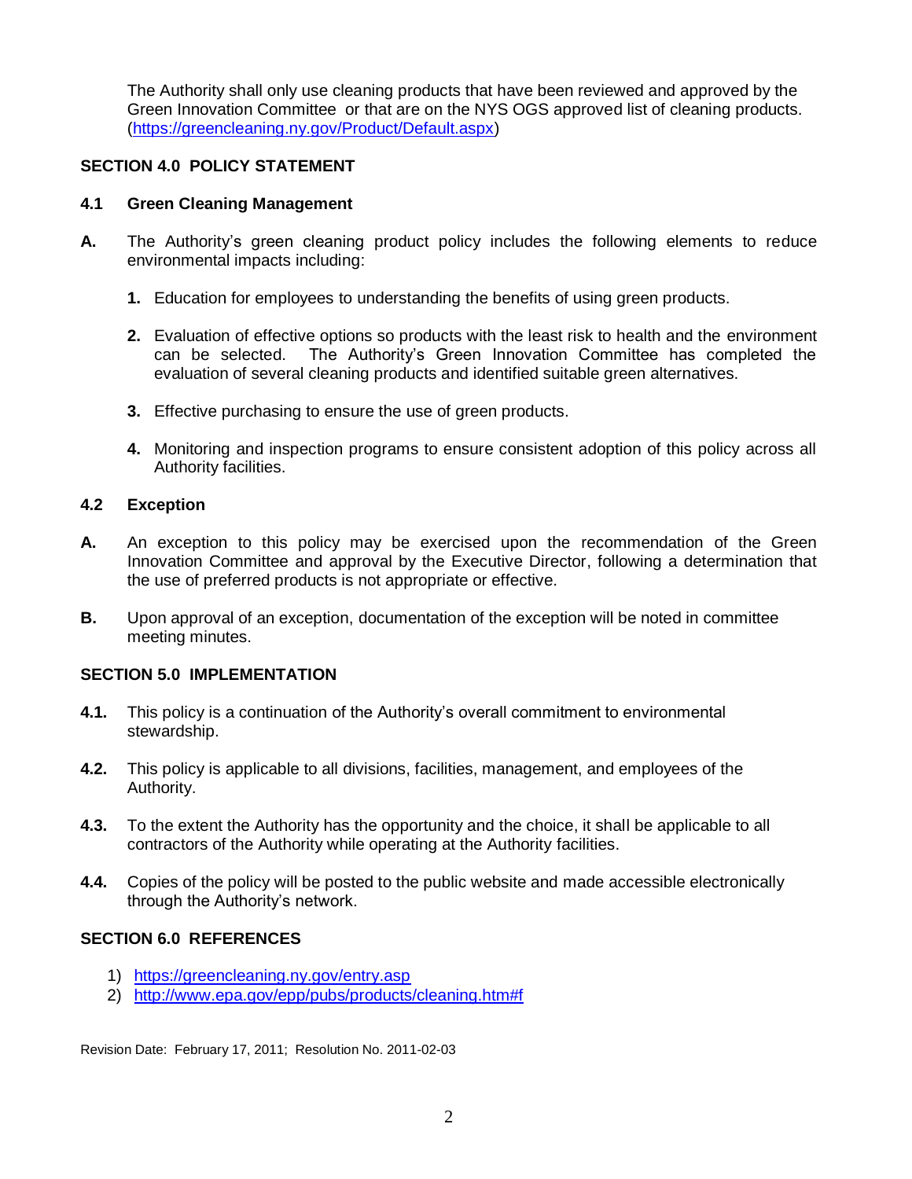The Authority shall only use cleaning products that have been reviewed and approved by the Green Innovation Committee or that are on the NYS OGS approved list of cleaning products. (https://greencleaning.ny.gov/Product/Default.aspx)

## SECTION 4.0 POLICY STATEMENT

### 4.1 Green Cleaning Management

**A.** The Authority's green cleaning product policy includes the following elements to reduce environmental impacts including:

1. Education for employees to understanding the benefits of using green products.

2. Evaluation of effective options so products with the least risk to health and the environment can be selected. The Authority's Green Innovation Committee has completed the evaluation of several cleaning products and identified suitable green alternatives.

3. Effective purchasing to ensure the use of green products.

4. Monitoring and inspection programs to ensure consistent adoption of this policy across all Authority facilities.

### 4.2 Exception

**A.** An exception to this policy may be exercised upon the recommendation of the Green Innovation Committee and approval by the Executive Director, following a determination that the use of preferred products is not appropriate or effective.

**B.** Upon approval of an exception, documentation of the exception will be noted in committee meeting minutes.

## SECTION 5.0 IMPLEMENTATION

**4.1.** This policy is a continuation of the Authority's overall commitment to environmental stewardship.

**4.2.** This policy is applicable to all divisions, facilities, management, and employees of the Authority.

**4.3.** To the extent the Authority has the opportunity and the choice, it shall be applicable to all contractors of the Authority while operating at the Authority facilities.

**4.4.** Copies of the policy will be posted to the public website and made accessible electronically through the Authority's network.

## SECTION 6.0 REFERENCES

1) https://greencleaning.ny.gov/entry.asp
2) http://www.epa.gov/epp/pubs/products/cleaning.htm#f

Revision Date: February 17, 2011; Resolution No. 2011-02-03